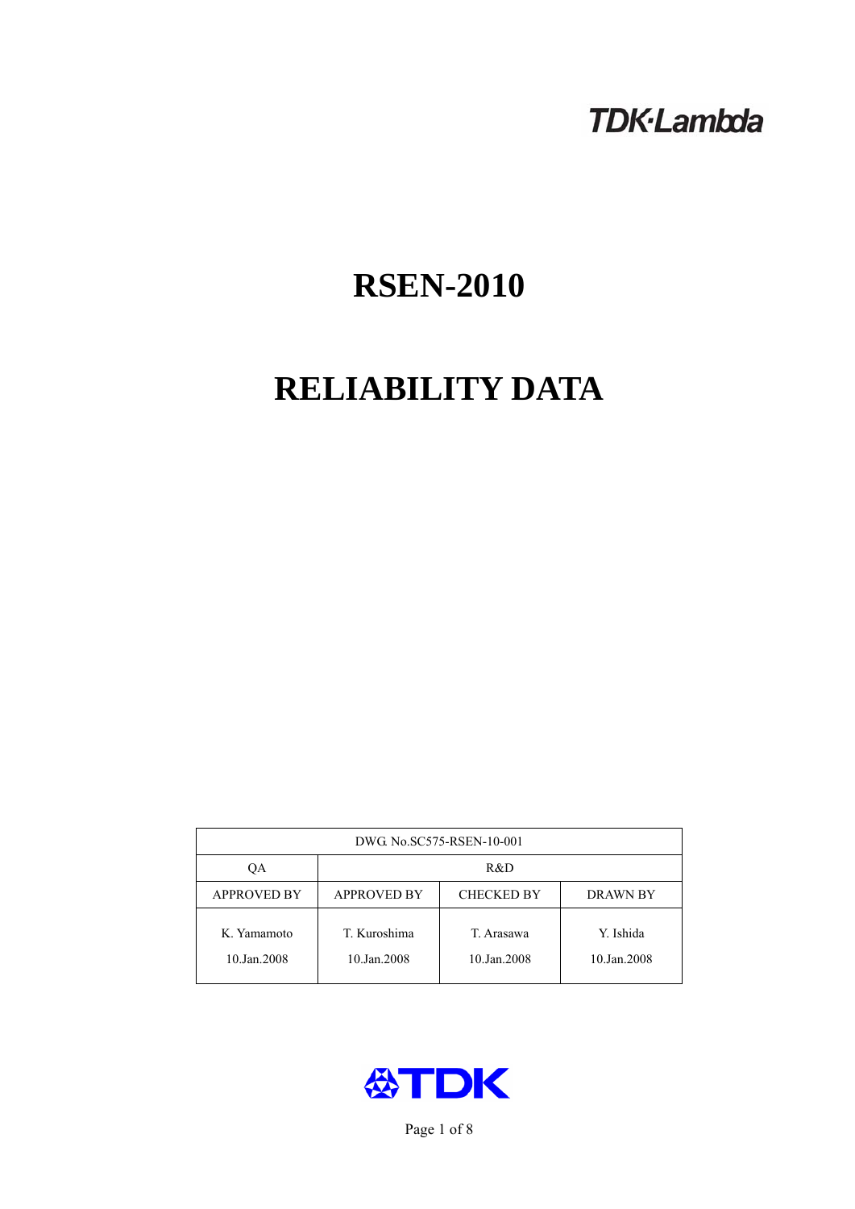TDK·Lambda

# RSEN-2010

# RELIABILITY DATA

| DWG. No.SC575-RSEN-10-001 | | | |
|---|---|---|---|
| QA | R&D | | |
| APPROVED BY | APPROVED BY | CHECKED BY | DRAWN BY |
| K. Yamamoto<br>10.Jan.2008 | T. Kuroshima<br>10.Jan.2008 | T. Arasawa<br>10.Jan.2008 | Y. Ishida<br>10.Jan.2008 |

TDK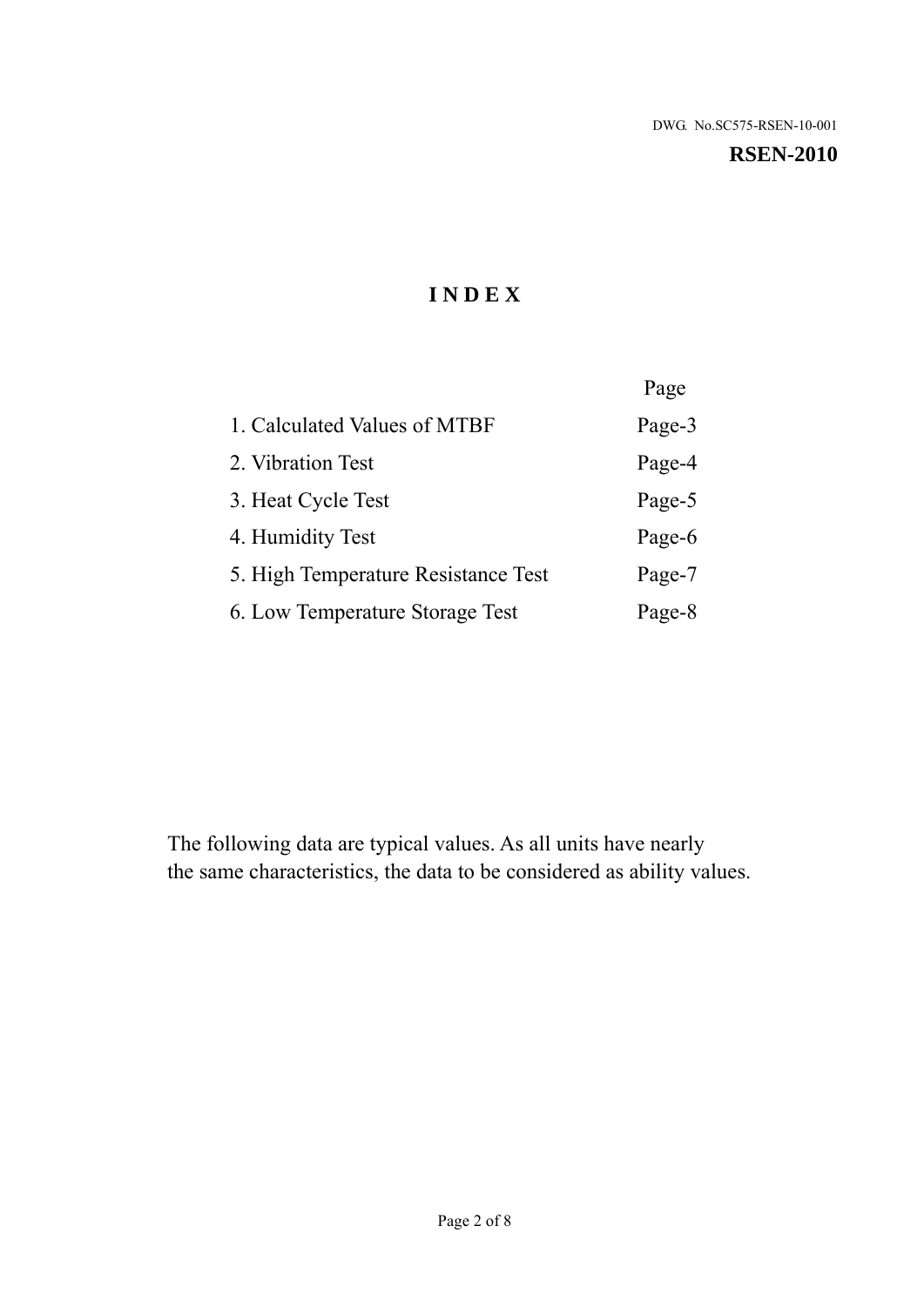DWG. No.SC575-RSEN-10-001

**RSEN-2010**

# I N D E X

| | Page |
|---|---|
| 1. Calculated Values of MTBF | Page-3 |
| 2. Vibration Test | Page-4 |
| 3. Heat Cycle Test | Page-5 |
| 4. Humidity Test | Page-6 |
| 5. High Temperature Resistance Test | Page-7 |
| 6. Low Temperature Storage Test | Page-8 |

The following data are typical values. As all units have nearly the same characteristics, the data to be considered as ability values.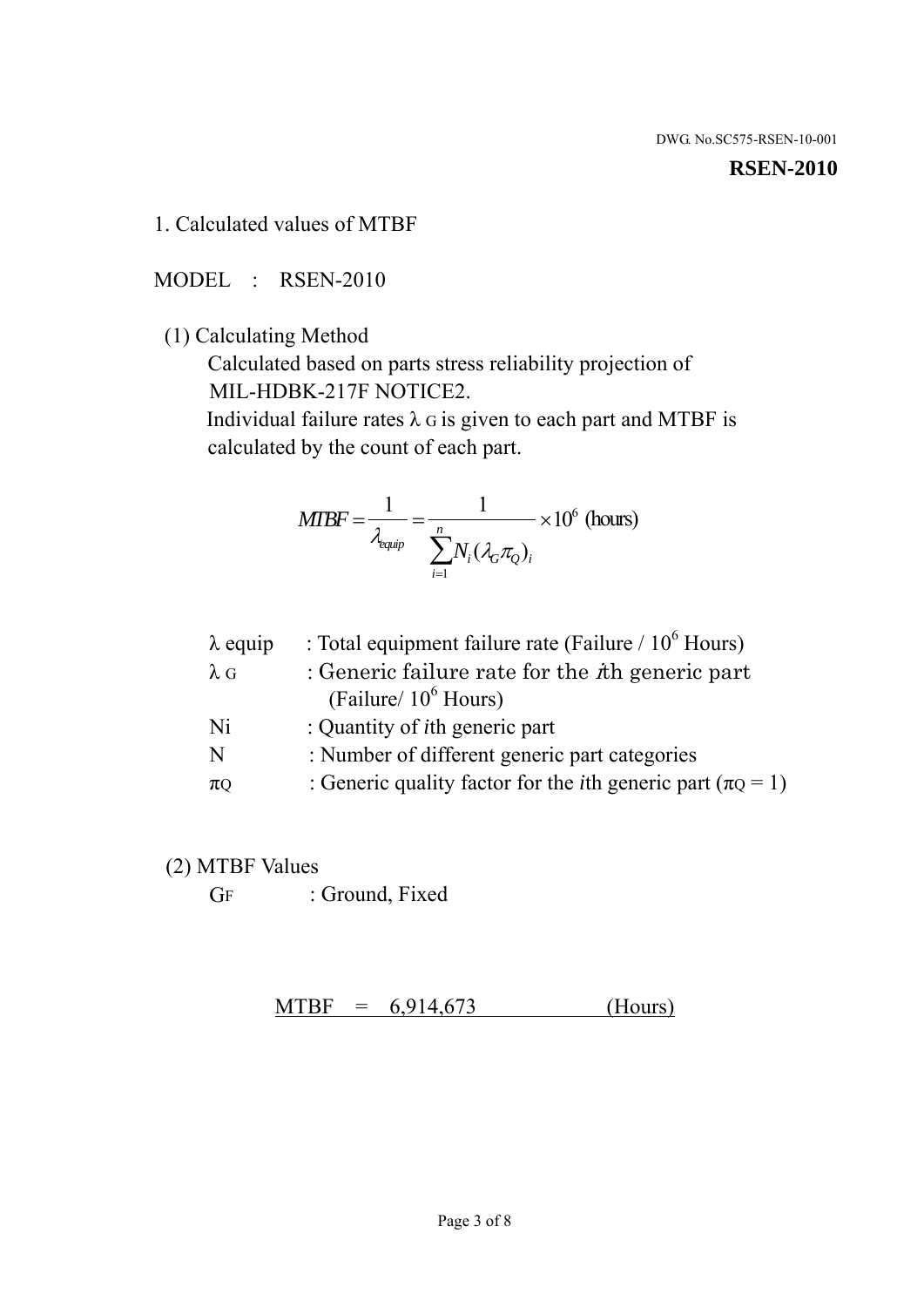DWG. No.SC575-RSEN-10-001

**RSEN-2010**

## 1. Calculated values of MTBF

MODEL : RSEN-2010

(1) Calculating Method

Calculated based on parts stress reliability projection of MIL-HDBK-217F NOTICE2.

Individual failure rates $\lambda_G$ is given to each part and MTBF is calculated by the count of each part.

$$MTBF = \frac{1}{\lambda_{equip}} = \frac{1}{\sum_{i=1}^{n} N_i (\lambda_G \pi_Q)_i} \times 10^6 \text{ (hours)}$$

| | |
|---|---|
| $\lambda$ equip | : Total equipment failure rate (Failure / $10^6$ Hours) |
| $\lambda_G$ | : Generic failure rate for the $i$th generic part (Failure/ $10^6$ Hours) |
| Ni | : Quantity of $i$th generic part |
| N | : Number of different generic part categories |
| $\pi_Q$ | : Generic quality factor for the $i$th generic part ($\pi_Q = 1$) |

(2) MTBF Values

$G_F$ : Ground, Fixed

MTBF = 6,914,673 (Hours)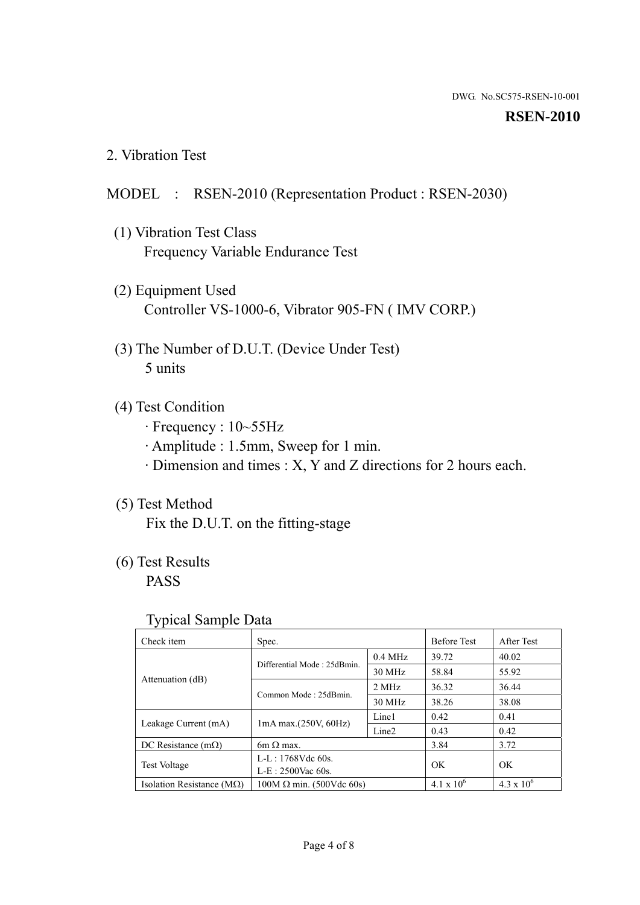DWG. No.SC575-RSEN-10-001

**RSEN-2010**

## 2. Vibration Test

MODEL : RSEN-2010 (Representation Product : RSEN-2030)

(1) Vibration Test Class
Frequency Variable Endurance Test

(2) Equipment Used
Controller VS-1000-6, Vibrator 905-FN ( IMV CORP.)

(3) The Number of D.U.T. (Device Under Test)
5 units

(4) Test Condition
· Frequency : 10~55Hz
· Amplitude : 1.5mm, Sweep for 1 min.
· Dimension and times : X, Y and Z directions for 2 hours each.

(5) Test Method
Fix the D.U.T. on the fitting-stage

(6) Test Results
PASS

Typical Sample Data

| Check item | Spec. | | Before Test | After Test |
|---|---|---|---|---|
| Attenuation (dB) | Differential Mode : 25dBmin. | 0.4 MHz | 39.72 | 40.02 |
| | | 30 MHz | 58.84 | 55.92 |
| | Common Mode : 25dBmin. | 2 MHz | 36.32 | 36.44 |
| | | 30 MHz | 38.26 | 38.08 |
| Leakage Current (mA) | 1mA max.(250V, 60Hz) | Line1 | 0.42 | 0.41 |
| | | Line2 | 0.43 | 0.42 |
| DC Resistance (mΩ) | 6m Ω max. | | 3.84 | 3.72 |
| Test Voltage | L-L : 1768Vdc 60s.<br>L-E : 2500Vac 60s. | | OK | OK |
| Isolation Resistance (MΩ) | 100M Ω min. (500Vdc 60s) | | $4.1 \times 10^6$ | $4.3 \times 10^6$ |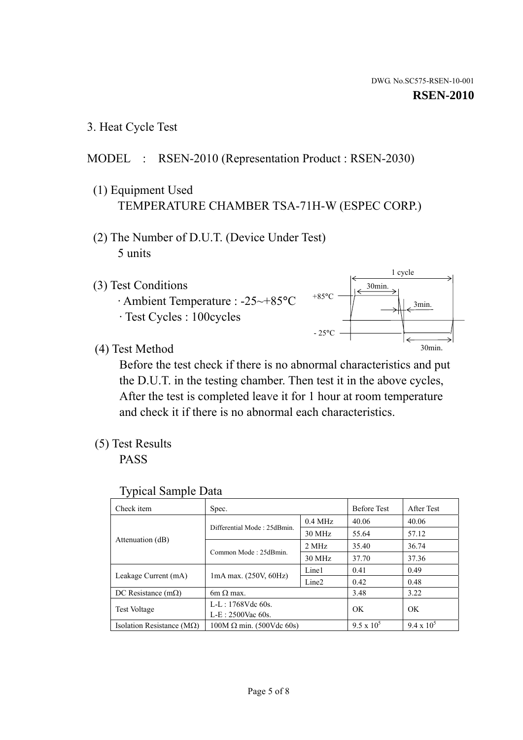DWG. No.SC575-RSEN-10-001

**RSEN-2010**

## 3. Heat Cycle Test

MODEL : RSEN-2010 (Representation Product : RSEN-2030)

(1) Equipment Used
TEMPERATURE CHAMBER TSA-71H-W (ESPEC CORP.)

(2) The Number of D.U.T. (Device Under Test)
5 units

(3) Test Conditions
· Ambient Temperature : -25~+85°C
· Test Cycles : 100cycles

1 cycle
+85°C 30min. 3min.
- 25°C 30min.

(4) Test Method
Before the test check if there is no abnormal characteristics and put the D.U.T. in the testing chamber. Then test it in the above cycles, After the test is completed leave it for 1 hour at room temperature and check it if there is no abnormal each characteristics.

(5) Test Results
PASS

Typical Sample Data

| Check item | Spec. | | Before Test | After Test |
|---|---|---|---|---|
| Attenuation (dB) | Differential Mode : 25dBmin. | 0.4 MHz | 40.06 | 40.06 |
| | | 30 MHz | 55.64 | 57.12 |
| | Common Mode : 25dBmin. | 2 MHz | 35.40 | 36.74 |
| | | 30 MHz | 37.70 | 37.36 |
| Leakage Current (mA) | 1mA max. (250V, 60Hz) | Line1 | 0.41 | 0.49 |
| | | Line2 | 0.42 | 0.48 |
| DC Resistance (mΩ) | 6m Ω max. | | 3.48 | 3.22 |
| Test Voltage | L-L : 1768Vdc 60s.<br>L-E : 2500Vac 60s. | | OK | OK |
| Isolation Resistance (MΩ) | 100M Ω min. (500Vdc 60s) | | $9.5 \times 10^5$ | $9.4 \times 10^5$ |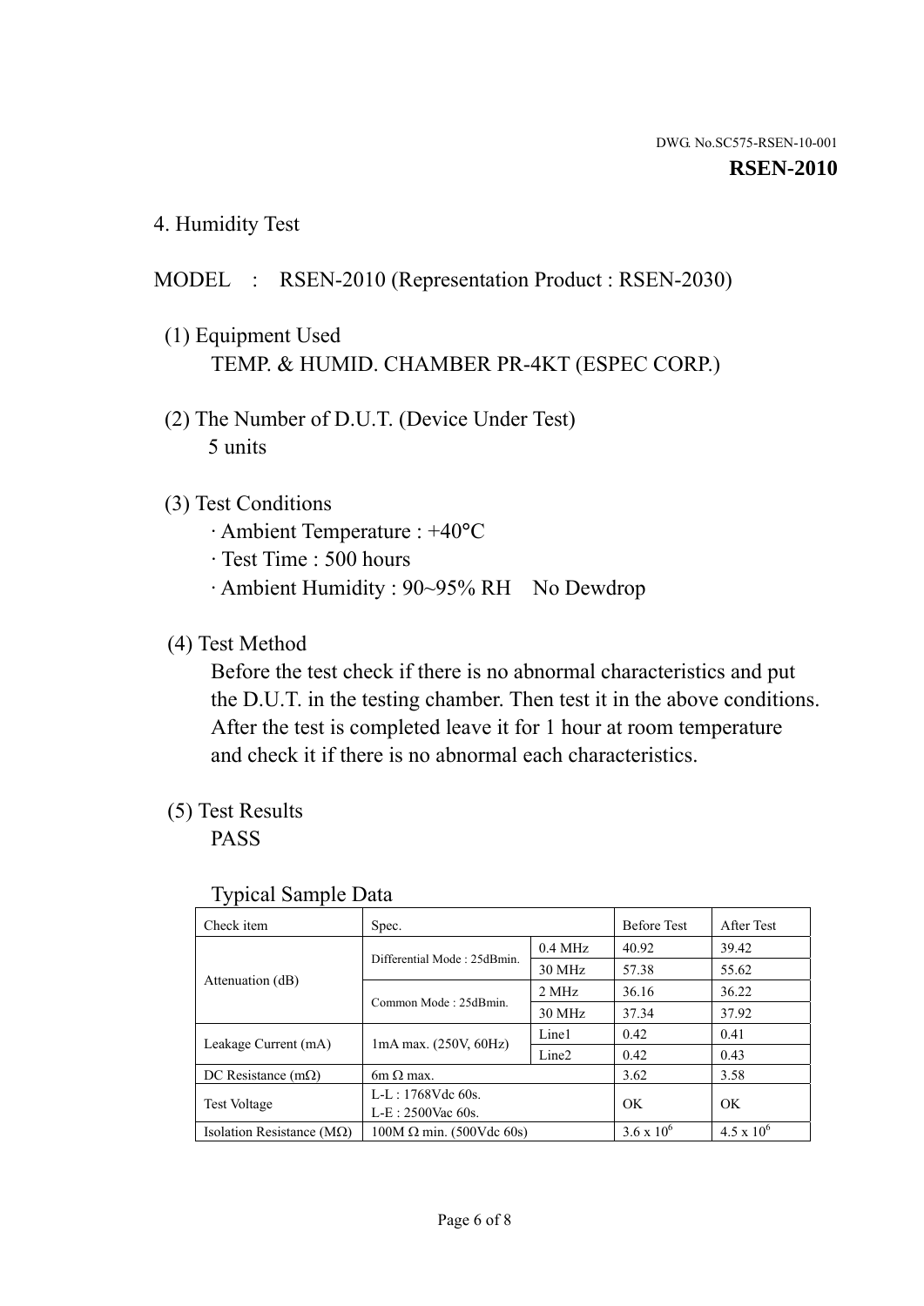DWG. No.SC575-RSEN-10-001

**RSEN-2010**

## 4. Humidity Test

MODEL : RSEN-2010 (Representation Product : RSEN-2030)

(1) Equipment Used

TEMP. & HUMID. CHAMBER PR-4KT (ESPEC CORP.)

(2) The Number of D.U.T. (Device Under Test)

5 units

(3) Test Conditions

· Ambient Temperature : +40°C

· Test Time : 500 hours

· Ambient Humidity : 90~95% RH No Dewdrop

(4) Test Method

Before the test check if there is no abnormal characteristics and put the D.U.T. in the testing chamber. Then test it in the above conditions. After the test is completed leave it for 1 hour at room temperature and check it if there is no abnormal each characteristics.

(5) Test Results

PASS

Typical Sample Data

| Check item | Spec. | | Before Test | After Test |
|---|---|---|---|---|
| Attenuation (dB) | Differential Mode : 25dBmin. | 0.4 MHz | 40.92 | 39.42 |
| | | 30 MHz | 57.38 | 55.62 |
| | Common Mode : 25dBmin. | 2 MHz | 36.16 | 36.22 |
| | | 30 MHz | 37.34 | 37.92 |
| Leakage Current (mA) | 1mA max. (250V, 60Hz) | Line1 | 0.42 | 0.41 |
| | | Line2 | 0.42 | 0.43 |
| DC Resistance (mΩ) | 6m Ω max. | | 3.62 | 3.58 |
| Test Voltage | L-L : 1768Vdc 60s.<br>L-E : 2500Vac 60s. | | OK | OK |
| Isolation Resistance (MΩ) | 100M Ω min. (500Vdc 60s) | | $3.6 \times 10^6$ | $4.5 \times 10^6$ |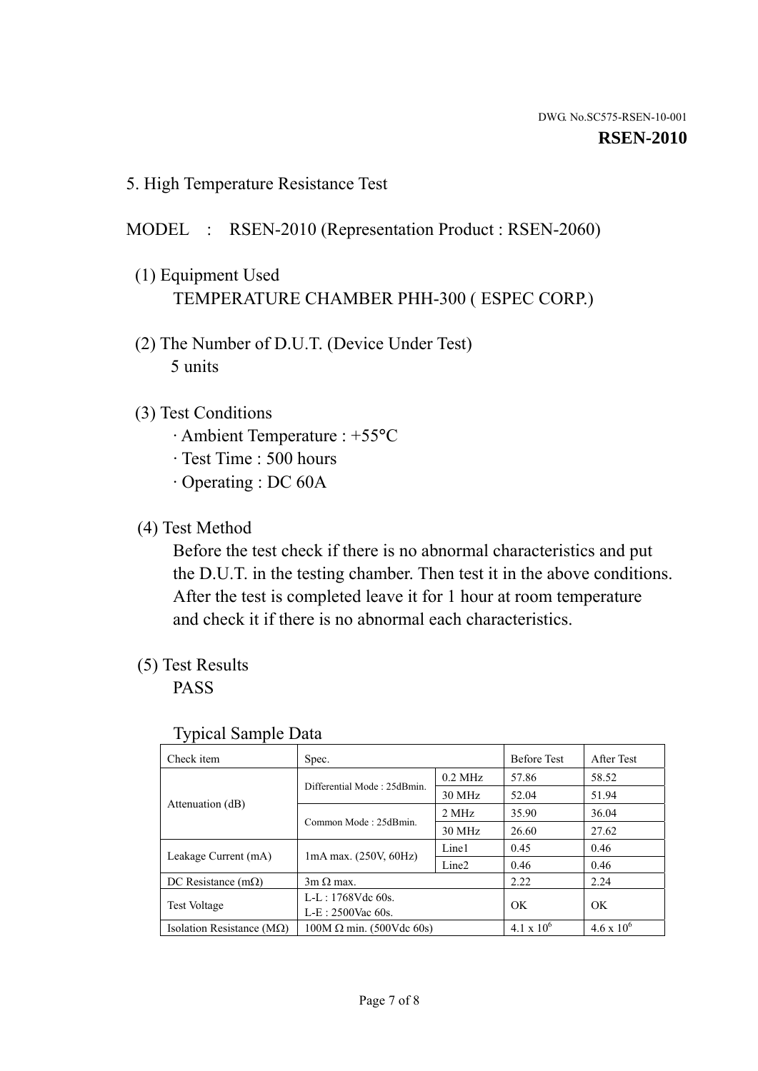DWG. No.SC575-RSEN-10-001

**RSEN-2010**

## 5. High Temperature Resistance Test

MODEL : RSEN-2010 (Representation Product : RSEN-2060)

(1) Equipment Used
TEMPERATURE CHAMBER PHH-300 ( ESPEC CORP.)

(2) The Number of D.U.T. (Device Under Test)
5 units

(3) Test Conditions
· Ambient Temperature : +55°C
· Test Time : 500 hours
· Operating : DC 60A

(4) Test Method
Before the test check if there is no abnormal characteristics and put the D.U.T. in the testing chamber. Then test it in the above conditions. After the test is completed leave it for 1 hour at room temperature and check it if there is no abnormal each characteristics.

(5) Test Results
PASS

Typical Sample Data

| Check item | Spec. | | Before Test | After Test |
|---|---|---|---|---|
| Attenuation (dB) | Differential Mode : 25dBmin. | 0.2 MHz | 57.86 | 58.52 |
| | | 30 MHz | 52.04 | 51.94 |
| | Common Mode : 25dBmin. | 2 MHz | 35.90 | 36.04 |
| | | 30 MHz | 26.60 | 27.62 |
| Leakage Current (mA) | 1mA max. (250V, 60Hz) | Line1 | 0.45 | 0.46 |
| | | Line2 | 0.46 | 0.46 |
| DC Resistance (mΩ) | 3m Ω max. | | 2.22 | 2.24 |
| Test Voltage | L-L : 1768Vdc 60s. L-E : 2500Vac 60s. | | OK | OK |
| Isolation Resistance (MΩ) | 100M Ω min. (500Vdc 60s) | | $4.1 \times 10^6$ | $4.6 \times 10^6$ |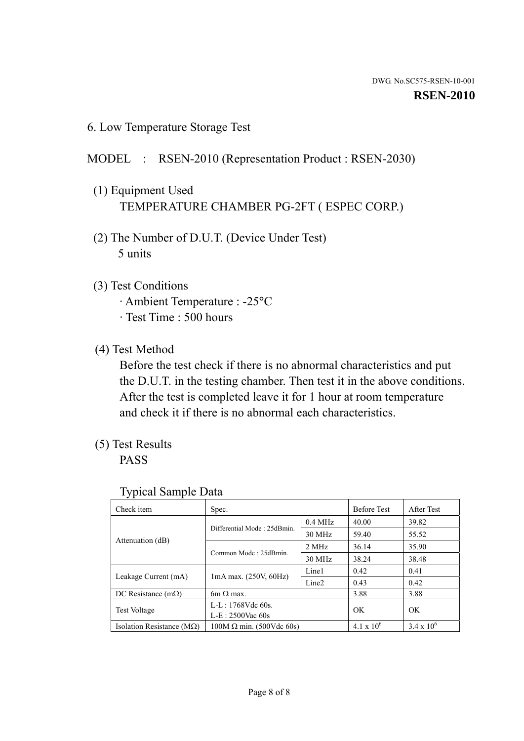DWG. No.SC575-RSEN-10-001

**RSEN-2010**

## 6. Low Temperature Storage Test

MODEL : RSEN-2010 (Representation Product : RSEN-2030)

(1) Equipment Used
TEMPERATURE CHAMBER PG-2FT ( ESPEC CORP.)

(2) The Number of D.U.T. (Device Under Test)
5 units

(3) Test Conditions
· Ambient Temperature : -25°C
· Test Time : 500 hours

(4) Test Method
Before the test check if there is no abnormal characteristics and put the D.U.T. in the testing chamber. Then test it in the above conditions. After the test is completed leave it for 1 hour at room temperature and check it if there is no abnormal each characteristics.

(5) Test Results
PASS

Typical Sample Data

| Check item | Spec. | | Before Test | After Test |
|---|---|---|---|---|
| Attenuation (dB) | Differential Mode : 25dBmin. | 0.4 MHz | 40.00 | 39.82 |
| | | 30 MHz | 59.40 | 55.52 |
| | Common Mode : 25dBmin. | 2 MHz | 36.14 | 35.90 |
| | | 30 MHz | 38.24 | 38.48 |
| Leakage Current (mA) | 1mA max. (250V, 60Hz) | Line1 | 0.42 | 0.41 |
| | | Line2 | 0.43 | 0.42 |
| DC Resistance (mΩ) | 6m Ω max. | | 3.88 | 3.88 |
| Test Voltage | L-L : 1768Vdc 60s. L-E : 2500Vac 60s | | OK | OK |
| Isolation Resistance (MΩ) | 100M Ω min. (500Vdc 60s) | | $4.1 \times 10^6$ | $3.4 \times 10^6$ |